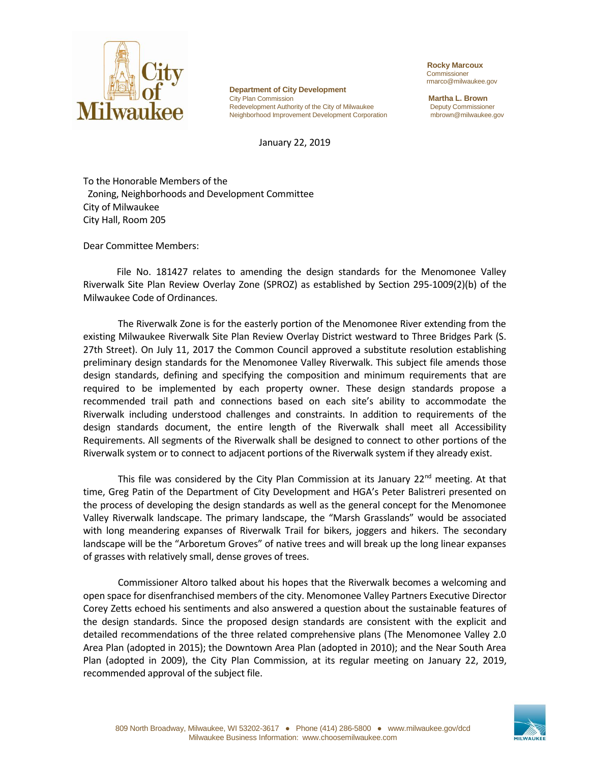**Department of City Development**
City Plan Commission
Redevelopment Authority of the City of Milwaukee
Neighborhood Improvement Development Corporation

**Rocky Marcoux**
Commissioner
rmarco@milwaukee.gov

**Martha L. Brown**
Deputy Commissioner
mbrown@milwaukee.gov

January 22, 2019

To the Honorable Members of the
Zoning, Neighborhoods and Development Committee
City of Milwaukee
City Hall, Room 205

Dear Committee Members:

File No. 181427 relates to amending the design standards for the Menomonee Valley Riverwalk Site Plan Review Overlay Zone (SPROZ) as established by Section 295-1009(2)(b) of the Milwaukee Code of Ordinances.

The Riverwalk Zone is for the easterly portion of the Menomonee River extending from the existing Milwaukee Riverwalk Site Plan Review Overlay District westward to Three Bridges Park (S. 27th Street). On July 11, 2017 the Common Council approved a substitute resolution establishing preliminary design standards for the Menomonee Valley Riverwalk. This subject file amends those design standards, defining and specifying the composition and minimum requirements that are required to be implemented by each property owner. These design standards propose a recommended trail path and connections based on each site's ability to accommodate the Riverwalk including understood challenges and constraints. In addition to requirements of the design standards document, the entire length of the Riverwalk shall meet all Accessibility Requirements. All segments of the Riverwalk shall be designed to connect to other portions of the Riverwalk system or to connect to adjacent portions of the Riverwalk system if they already exist.

This file was considered by the City Plan Commission at its January 22nd meeting. At that time, Greg Patin of the Department of City Development and HGA's Peter Balistreri presented on the process of developing the design standards as well as the general concept for the Menomonee Valley Riverwalk landscape. The primary landscape, the "Marsh Grasslands" would be associated with long meandering expanses of Riverwalk Trail for bikers, joggers and hikers. The secondary landscape will be the "Arboretum Groves" of native trees and will break up the long linear expanses of grasses with relatively small, dense groves of trees.

Commissioner Altoro talked about his hopes that the Riverwalk becomes a welcoming and open space for disenfranchised members of the city. Menomonee Valley Partners Executive Director Corey Zetts echoed his sentiments and also answered a question about the sustainable features of the design standards. Since the proposed design standards are consistent with the explicit and detailed recommendations of the three related comprehensive plans (The Menomonee Valley 2.0 Area Plan (adopted in 2015); the Downtown Area Plan (adopted in 2010); and the Near South Area Plan (adopted in 2009), the City Plan Commission, at its regular meeting on January 22, 2019, recommended approval of the subject file.

809 North Broadway, Milwaukee, WI 53202-3617 ● Phone (414) 286-5800 ● www.milwaukee.gov/dcd
Milwaukee Business Information: www.choosemilwaukee.com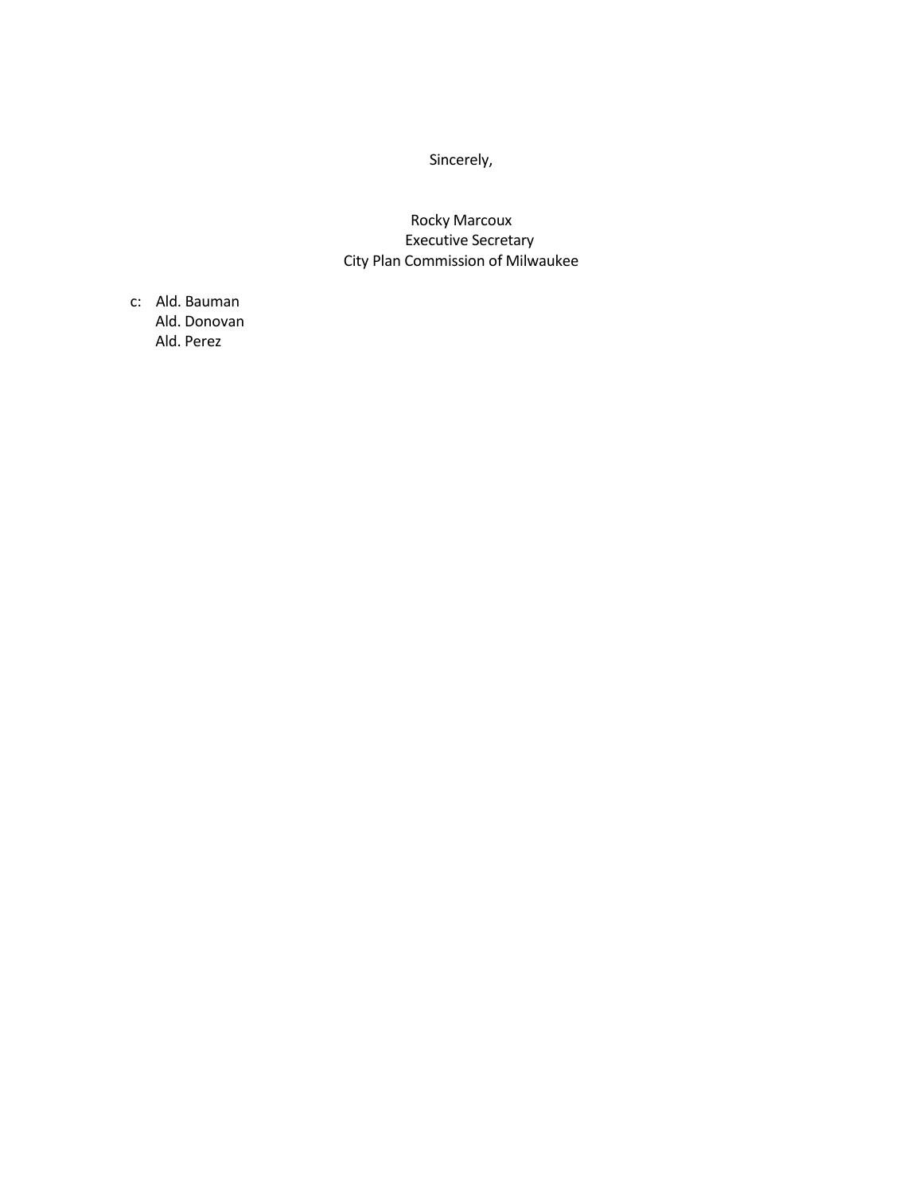Sincerely,

Rocky Marcoux
Executive Secretary
City Plan Commission of Milwaukee

c: Ald. Bauman
Ald. Donovan
Ald. Perez